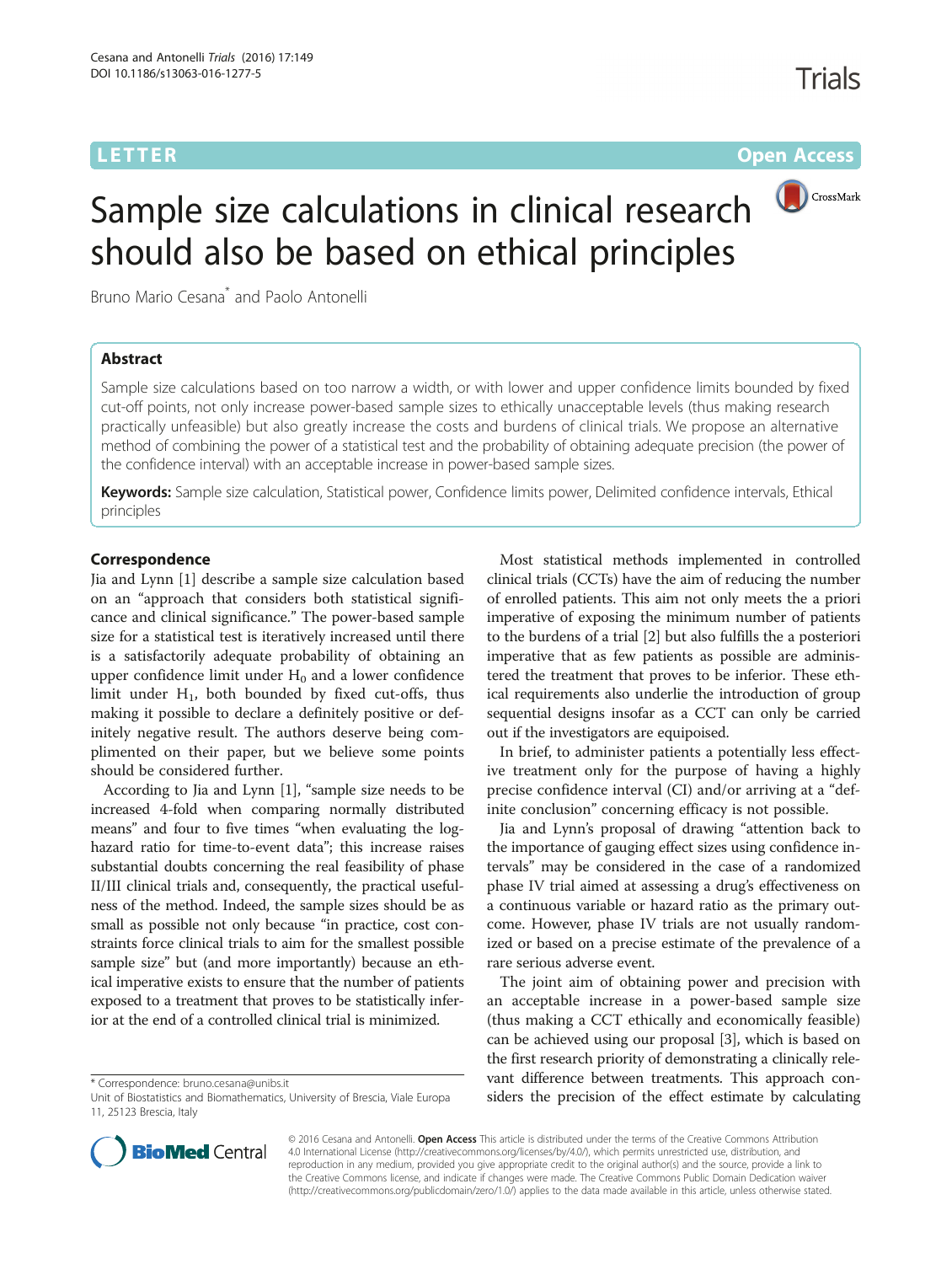# Sample size calculations in clinical research should also be based on ethical principles

Bruno Mario Cesana* and Paolo Antonelli

## Abstract

Sample size calculations based on too narrow a width, or with lower and upper confidence limits bounded by fixed cut-off points, not only increase power-based sample sizes to ethically unacceptable levels (thus making research practically unfeasible) but also greatly increase the costs and burdens of clinical trials. We propose an alternative method of combining the power of a statistical test and the probability of obtaining adequate precision (the power of the confidence interval) with an acceptable increase in power-based sample sizes.

**Keywords:** Sample size calculation, Statistical power, Confidence limits power, Delimited confidence intervals, Ethical principles

## Correspondence

Jia and Lynn [1] describe a sample size calculation based on an "approach that considers both statistical significance and clinical significance." The power-based sample size for a statistical test is iteratively increased until there is a satisfactorily adequate probability of obtaining an upper confidence limit under $H_0$ and a lower confidence limit under $H_1$, both bounded by fixed cut-offs, thus making it possible to declare a definitely positive or definitely negative result. The authors deserve being complimented on their paper, but we believe some points should be considered further.

According to Jia and Lynn [1], "sample size needs to be increased 4-fold when comparing normally distributed means" and four to five times "when evaluating the log-hazard ratio for time-to-event data"; this increase raises substantial doubts concerning the real feasibility of phase II/III clinical trials and, consequently, the practical usefulness of the method. Indeed, the sample sizes should be as small as possible not only because "in practice, cost constraints force clinical trials to aim for the smallest possible sample size" but (and more importantly) because an ethical imperative exists to ensure that the number of patients exposed to a treatment that proves to be statistically inferior at the end of a controlled clinical trial is minimized.

Most statistical methods implemented in controlled clinical trials (CCTs) have the aim of reducing the number of enrolled patients. This aim not only meets the a priori imperative of exposing the minimum number of patients to the burdens of a trial [2] but also fulfills the a posteriori imperative that as few patients as possible are administered the treatment that proves to be inferior. These ethical requirements also underlie the introduction of group sequential designs insofar as a CCT can only be carried out if the investigators are equipoised.

In brief, to administer patients a potentially less effective treatment only for the purpose of having a highly precise confidence interval (CI) and/or arriving at a "definite conclusion" concerning efficacy is not possible.

Jia and Lynn's proposal of drawing "attention back to the importance of gauging effect sizes using confidence intervals" may be considered in the case of a randomized phase IV trial aimed at assessing a drug's effectiveness on a continuous variable or hazard ratio as the primary outcome. However, phase IV trials are not usually randomized or based on a precise estimate of the prevalence of a rare serious adverse event.

The joint aim of obtaining power and precision with an acceptable increase in a power-based sample size (thus making a CCT ethically and economically feasible) can be achieved using our proposal [3], which is based on the first research priority of demonstrating a clinically relevant difference between treatments. This approach considers the precision of the effect estimate by calculating

\* Correspondence: bruno.cesana@unibs.it
Unit of Biostatistics and Biomathematics, University of Brescia, Viale Europa 11, 25123 Brescia, Italy

© 2016 Cesana and Antonelli. **Open Access** This article is distributed under the terms of the Creative Commons Attribution 4.0 International License (http://creativecommons.org/licenses/by/4.0/), which permits unrestricted use, distribution, and reproduction in any medium, provided you give appropriate credit to the original author(s) and the source, provide a link to the Creative Commons license, and indicate if changes were made. The Creative Commons Public Domain Dedication waiver (http://creativecommons.org/publicdomain/zero/1.0/) applies to the data made available in this article, unless otherwise stated.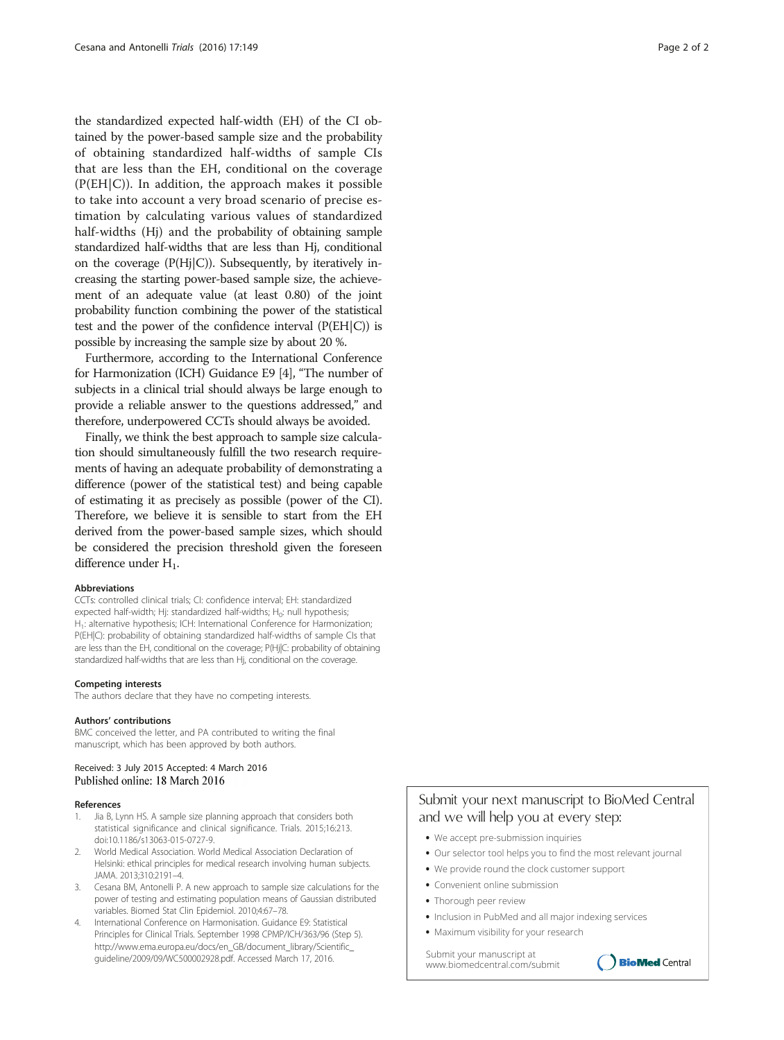the standardized expected half-width (EH) of the CI obtained by the power-based sample size and the probability of obtaining standardized half-widths of sample CIs that are less than the EH, conditional on the coverage (P(EH|C)). In addition, the approach makes it possible to take into account a very broad scenario of precise estimation by calculating various values of standardized half-widths (Hj) and the probability of obtaining sample standardized half-widths that are less than Hj, conditional on the coverage (P(Hj|C)). Subsequently, by iteratively increasing the starting power-based sample size, the achievement of an adequate value (at least 0.80) of the joint probability function combining the power of the statistical test and the power of the confidence interval (P(EH|C)) is possible by increasing the sample size by about 20 %.

Furthermore, according to the International Conference for Harmonization (ICH) Guidance E9 [4], "The number of subjects in a clinical trial should always be large enough to provide a reliable answer to the questions addressed," and therefore, underpowered CCTs should always be avoided.

Finally, we think the best approach to sample size calculation should simultaneously fulfill the two research requirements of having an adequate probability of demonstrating a difference (power of the statistical test) and being capable of estimating it as precisely as possible (power of the CI). Therefore, we believe it is sensible to start from the EH derived from the power-based sample sizes, which should be considered the precision threshold given the foreseen difference under $H_1$.

#### Abbreviations

CCTs: controlled clinical trials; CI: confidence interval; EH: standardized expected half-width; Hj: standardized half-widths; $H_0$: null hypothesis; $H_1$: alternative hypothesis; ICH: International Conference for Harmonization; P(EH|C): probability of obtaining standardized half-widths of sample CIs that are less than the EH, conditional on the coverage; P(Hj|C: probability of obtaining standardized half-widths that are less than Hj, conditional on the coverage.

#### Competing interests

The authors declare that they have no competing interests.

#### Authors' contributions

BMC conceived the letter, and PA contributed to writing the final manuscript, which has been approved by both authors.

Received: 3 July 2015 Accepted: 4 March 2016
Published online: 18 March 2016

#### References

1. Jia B, Lynn HS. A sample size planning approach that considers both statistical significance and clinical significance. Trials. 2015;16:213. doi:10.1186/s13063-015-0727-9.
2. World Medical Association. World Medical Association Declaration of Helsinki: ethical principles for medical research involving human subjects. JAMA. 2013;310:2191–4.
3. Cesana BM, Antonelli P. A new approach to sample size calculations for the power of testing and estimating population means of Gaussian distributed variables. Biomed Stat Clin Epidemiol. 2010;4:67–78.
4. International Conference on Harmonisation. Guidance E9: Statistical Principles for Clinical Trials. September 1998 CPMP/ICH/363/96 (Step 5). http://www.ema.europa.eu/docs/en_GB/document_library/Scientific_guideline/2009/09/WC500002928.pdf. Accessed March 17, 2016.

Submit your next manuscript to BioMed Central and we will help you at every step:

- We accept pre-submission inquiries
- Our selector tool helps you to find the most relevant journal
- We provide round the clock customer support
- Convenient online submission
- Thorough peer review
- Inclusion in PubMed and all major indexing services
- Maximum visibility for your research

Submit your manuscript at
www.biomedcentral.com/submit